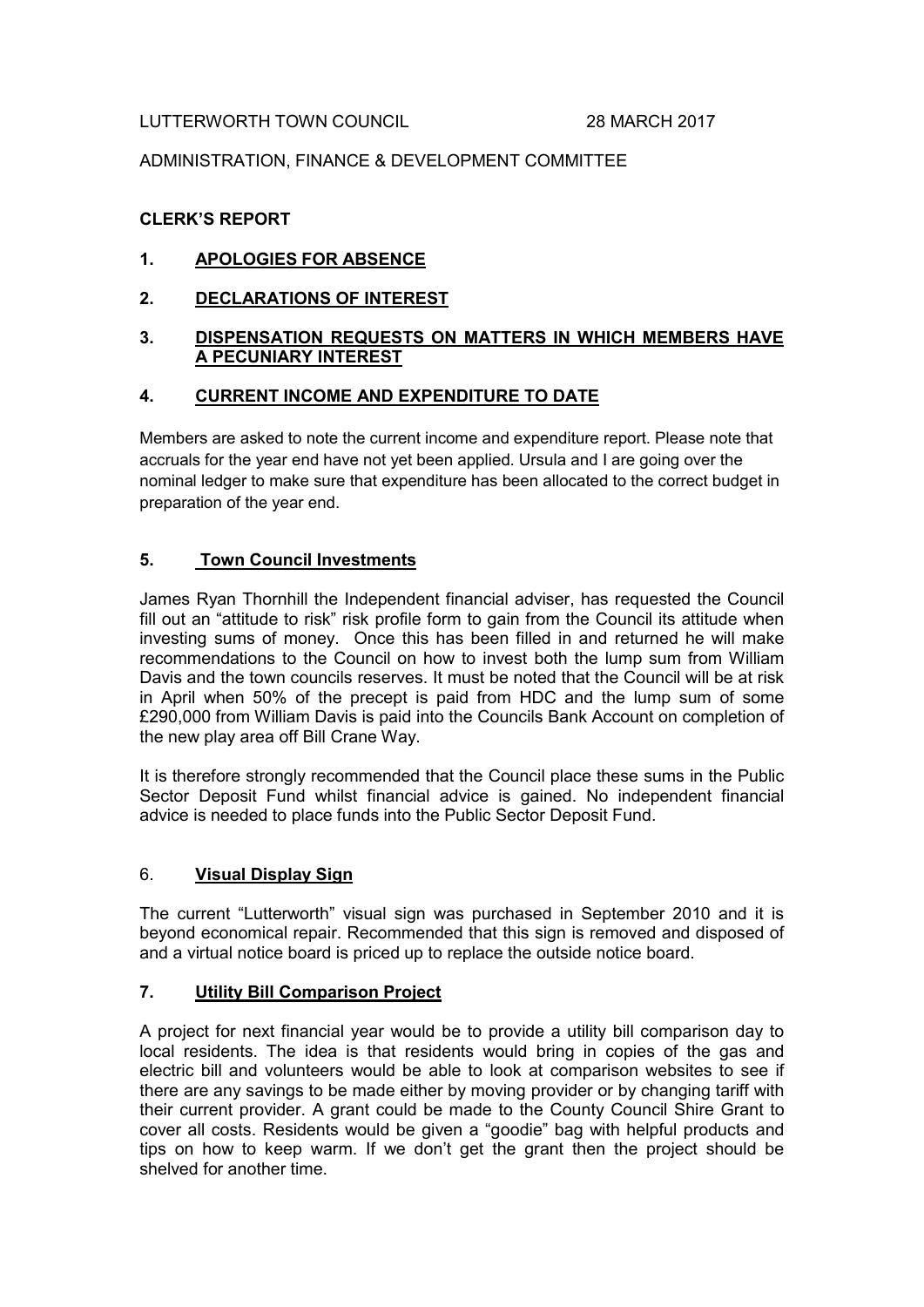LUTTERWORTH TOWN COUNCIL 28 MARCH 2017

ADMINISTRATION, FINANCE & DEVELOPMENT COMMITTEE

**CLERK'S REPORT**

## 1. APOLOGIES FOR ABSENCE

## 2. DECLARATIONS OF INTEREST

## 3. DISPENSATION REQUESTS ON MATTERS IN WHICH MEMBERS HAVE A PECUNIARY INTEREST

## 4. CURRENT INCOME AND EXPENDITURE TO DATE

Members are asked to note the current income and expenditure report. Please note that accruals for the year end have not yet been applied. Ursula and I are going over the nominal ledger to make sure that expenditure has been allocated to the correct budget in preparation of the year end.

## 5. Town Council Investments

James Ryan Thornhill the Independent financial adviser, has requested the Council fill out an "attitude to risk" risk profile form to gain from the Council its attitude when investing sums of money. Once this has been filled in and returned he will make recommendations to the Council on how to invest both the lump sum from William Davis and the town councils reserves. It must be noted that the Council will be at risk in April when 50% of the precept is paid from HDC and the lump sum of some £290,000 from William Davis is paid into the Councils Bank Account on completion of the new play area off Bill Crane Way.

It is therefore strongly recommended that the Council place these sums in the Public Sector Deposit Fund whilst financial advice is gained. No independent financial advice is needed to place funds into the Public Sector Deposit Fund.

## 6. Visual Display Sign

The current "Lutterworth" visual sign was purchased in September 2010 and it is beyond economical repair. Recommended that this sign is removed and disposed of and a virtual notice board is priced up to replace the outside notice board.

## 7. Utility Bill Comparison Project

A project for next financial year would be to provide a utility bill comparison day to local residents. The idea is that residents would bring in copies of the gas and electric bill and volunteers would be able to look at comparison websites to see if there are any savings to be made either by moving provider or by changing tariff with their current provider. A grant could be made to the County Council Shire Grant to cover all costs. Residents would be given a "goodie" bag with helpful products and tips on how to keep warm. If we don't get the grant then the project should be shelved for another time.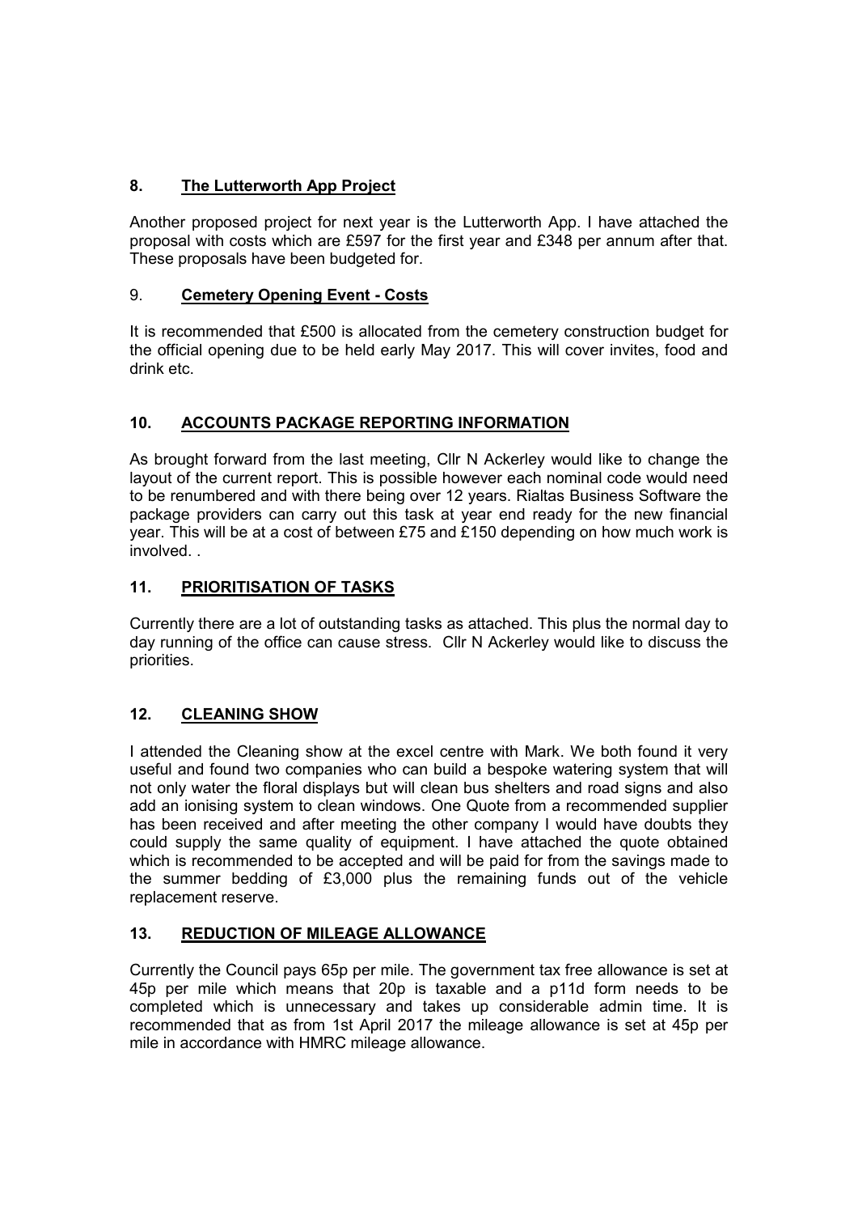## 8. The Lutterworth App Project

Another proposed project for next year is the Lutterworth App. I have attached the proposal with costs which are £597 for the first year and £348 per annum after that. These proposals have been budgeted for.

## 9. Cemetery Opening Event - Costs

It is recommended that £500 is allocated from the cemetery construction budget for the official opening due to be held early May 2017. This will cover invites, food and drink etc.

## 10. ACCOUNTS PACKAGE REPORTING INFORMATION

As brought forward from the last meeting, Cllr N Ackerley would like to change the layout of the current report. This is possible however each nominal code would need to be renumbered and with there being over 12 years. Rialtas Business Software the package providers can carry out this task at year end ready for the new financial year. This will be at a cost of between £75 and £150 depending on how much work is involved. .

## 11. PRIORITISATION OF TASKS

Currently there are a lot of outstanding tasks as attached. This plus the normal day to day running of the office can cause stress. Cllr N Ackerley would like to discuss the priorities.

## 12. CLEANING SHOW

I attended the Cleaning show at the excel centre with Mark. We both found it very useful and found two companies who can build a bespoke watering system that will not only water the floral displays but will clean bus shelters and road signs and also add an ionising system to clean windows. One Quote from a recommended supplier has been received and after meeting the other company I would have doubts they could supply the same quality of equipment. I have attached the quote obtained which is recommended to be accepted and will be paid for from the savings made to the summer bedding of £3,000 plus the remaining funds out of the vehicle replacement reserve.

## 13. REDUCTION OF MILEAGE ALLOWANCE

Currently the Council pays 65p per mile. The government tax free allowance is set at 45p per mile which means that 20p is taxable and a p11d form needs to be completed which is unnecessary and takes up considerable admin time. It is recommended that as from 1st April 2017 the mileage allowance is set at 45p per mile in accordance with HMRC mileage allowance.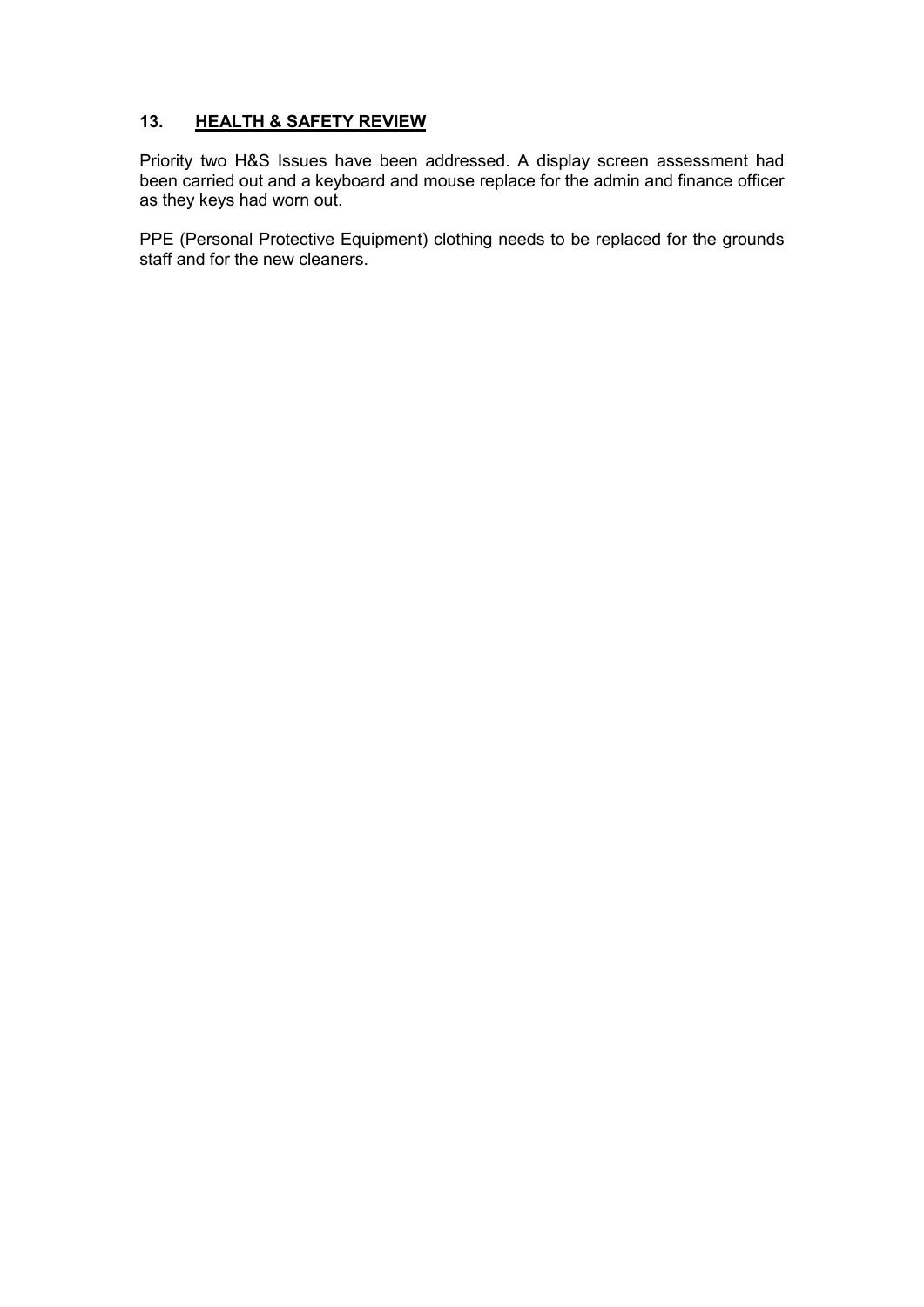## 13. HEALTH & SAFETY REVIEW

Priority two H&S Issues have been addressed. A display screen assessment had been carried out and a keyboard and mouse replace for the admin and finance officer as they keys had worn out.

PPE (Personal Protective Equipment) clothing needs to be replaced for the grounds staff and for the new cleaners.